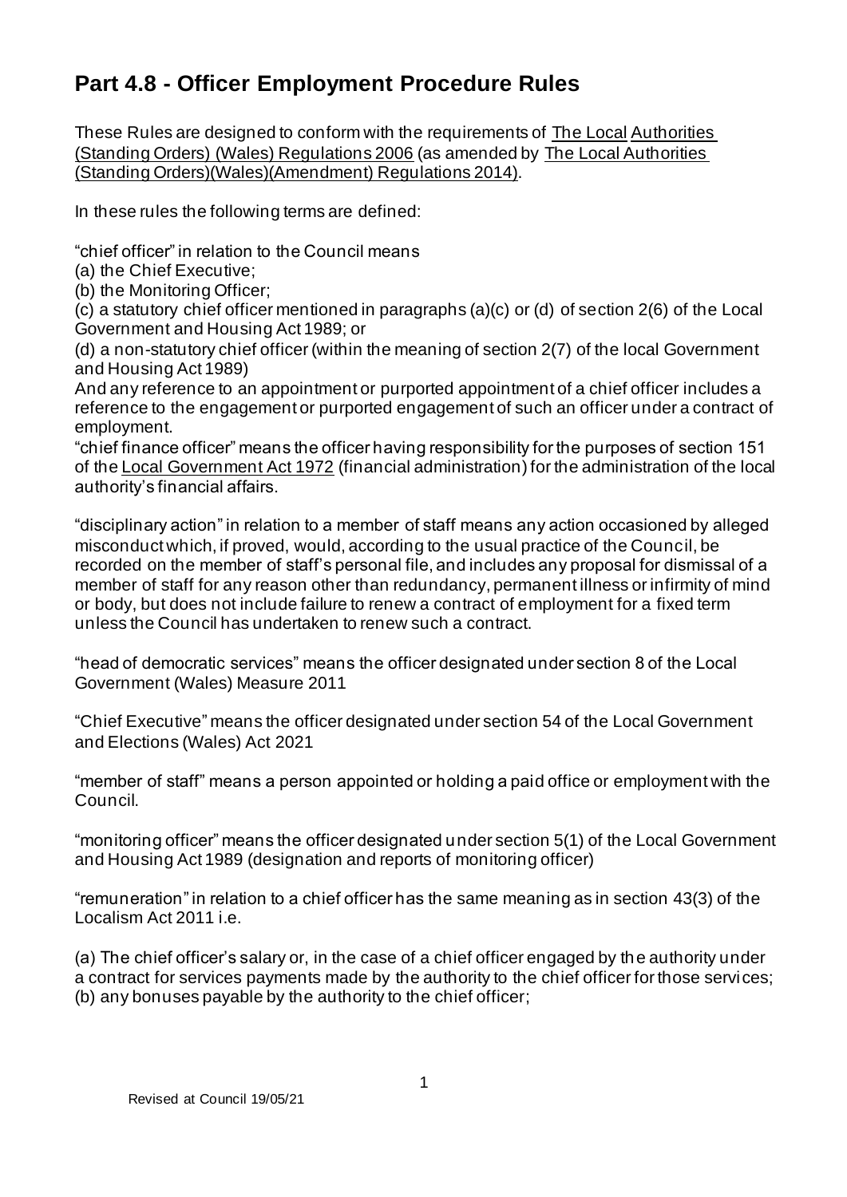# Part 4.8 - Officer Employment Procedure Rules

These Rules are designed to conform with the requirements of The Local Authorities (Standing Orders) (Wales) Regulations 2006 (as amended by The Local Authorities (Standing Orders)(Wales)(Amendment) Regulations 2014).

In these rules the following terms are defined:

"chief officer" in relation to the Council means
(a) the Chief Executive;
(b) the Monitoring Officer;
(c) a statutory chief officer mentioned in paragraphs (a)(c) or (d) of section 2(6) of the Local Government and Housing Act 1989; or
(d) a non-statutory chief officer (within the meaning of section 2(7) of the local Government and Housing Act 1989)
And any reference to an appointment or purported appointment of a chief officer includes a reference to the engagement or purported engagement of such an officer under a contract of employment.
"chief finance officer" means the officer having responsibility for the purposes of section 151 of the Local Government Act 1972 (financial administration) for the administration of the local authority's financial affairs.

"disciplinary action" in relation to a member of staff means any action occasioned by alleged misconduct which, if proved, would, according to the usual practice of the Council, be recorded on the member of staff's personal file, and includes any proposal for dismissal of a member of staff for any reason other than redundancy, permanent illness or infirmity of mind or body, but does not include failure to renew a contract of employment for a fixed term unless the Council has undertaken to renew such a contract.

"head of democratic services" means the officer designated under section 8 of the Local Government (Wales) Measure 2011

"Chief Executive" means the officer designated under section 54 of the Local Government and Elections (Wales) Act 2021

"member of staff" means a person appointed or holding a paid office or employment with the Council.

"monitoring officer" means the officer designated under section 5(1) of the Local Government and Housing Act 1989 (designation and reports of monitoring officer)

"remuneration" in relation to a chief officer has the same meaning as in section 43(3) of the Localism Act 2011 i.e.

(a) The chief officer's salary or, in the case of a chief officer engaged by the authority under a contract for services payments made by the authority to the chief officer for those services;
(b) any bonuses payable by the authority to the chief officer;

Revised at Council 19/05/21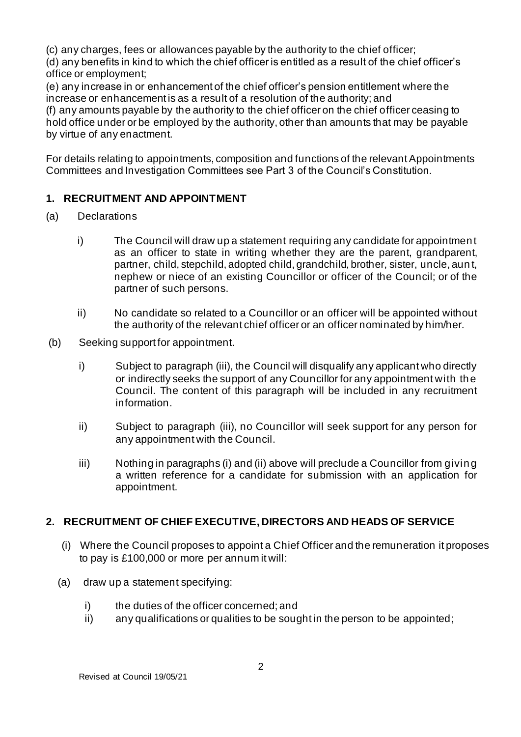(c) any charges, fees or allowances payable by the authority to the chief officer;
(d) any benefits in kind to which the chief officer is entitled as a result of the chief officer's office or employment;
(e) any increase in or enhancement of the chief officer's pension entitlement where the increase or enhancement is as a result of a resolution of the authority; and
(f) any amounts payable by the authority to the chief officer on the chief officer ceasing to hold office under or be employed by the authority, other than amounts that may be payable by virtue of any enactment.

For details relating to appointments, composition and functions of the relevant Appointments Committees and Investigation Committees see Part 3 of the Council's Constitution.

## 1. RECRUITMENT AND APPOINTMENT

(a) Declarations

i) The Council will draw up a statement requiring any candidate for appointment as an officer to state in writing whether they are the parent, grandparent, partner, child, stepchild, adopted child, grandchild, brother, sister, uncle, aunt, nephew or niece of an existing Councillor or officer of the Council; or of the partner of such persons.

ii) No candidate so related to a Councillor or an officer will be appointed without the authority of the relevant chief officer or an officer nominated by him/her.

(b) Seeking support for appointment.

i) Subject to paragraph (iii), the Council will disqualify any applicant who directly or indirectly seeks the support of any Councillor for any appointment with the Council. The content of this paragraph will be included in any recruitment information.

ii) Subject to paragraph (iii), no Councillor will seek support for any person for any appointment with the Council.

iii) Nothing in paragraphs (i) and (ii) above will preclude a Councillor from giving a written reference for a candidate for submission with an application for appointment.

## 2. RECRUITMENT OF CHIEF EXECUTIVE, DIRECTORS AND HEADS OF SERVICE

(i) Where the Council proposes to appoint a Chief Officer and the remuneration it proposes to pay is £100,000 or more per annum it will:

(a) draw up a statement specifying:

i) the duties of the officer concerned; and
ii) any qualifications or qualities to be sought in the person to be appointed;

Revised at Council 19/05/21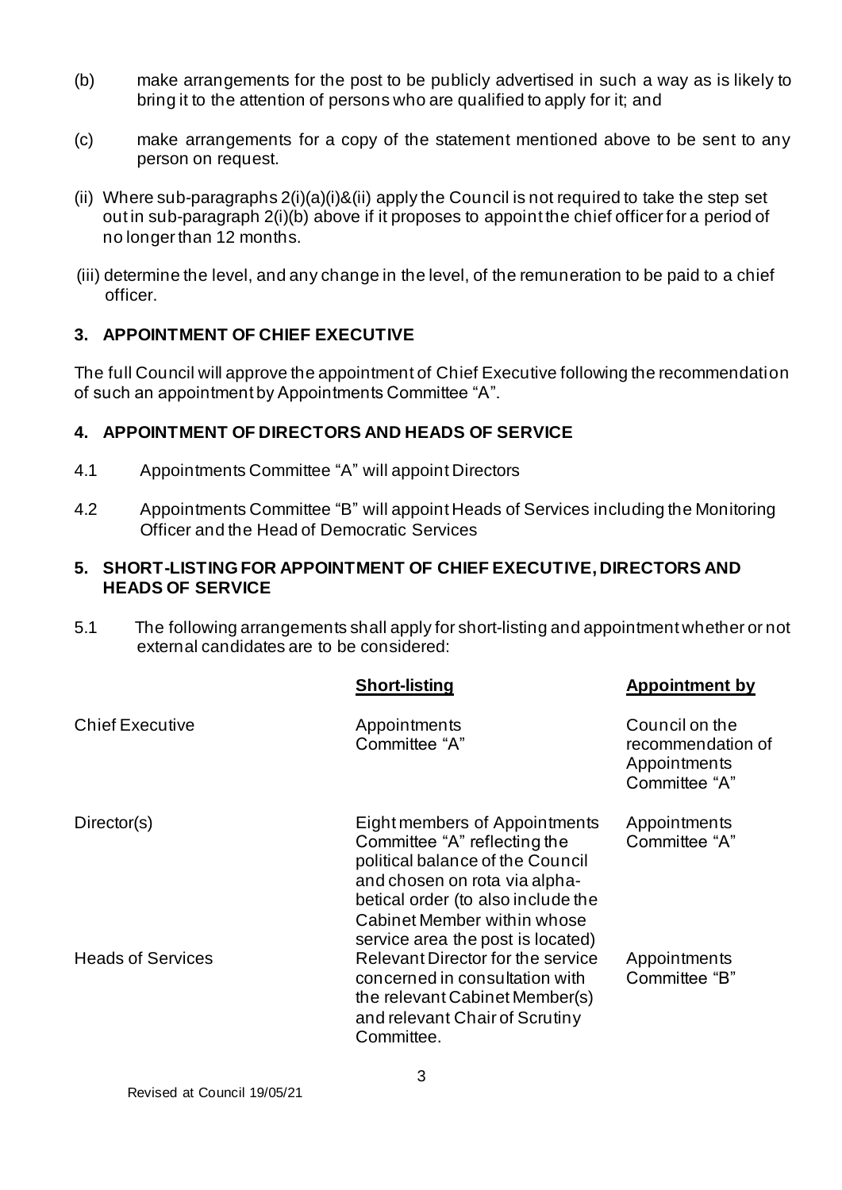(b) make arrangements for the post to be publicly advertised in such a way as is likely to bring it to the attention of persons who are qualified to apply for it; and

(c) make arrangements for a copy of the statement mentioned above to be sent to any person on request.

(ii) Where sub-paragraphs 2(i)(a)(i)&(ii) apply the Council is not required to take the step set out in sub-paragraph 2(i)(b) above if it proposes to appoint the chief officer for a period of no longer than 12 months.

(iii) determine the level, and any change in the level, of the remuneration to be paid to a chief officer.

## 3. APPOINTMENT OF CHIEF EXECUTIVE

The full Council will approve the appointment of Chief Executive following the recommendation of such an appointment by Appointments Committee "A".

## 4. APPOINTMENT OF DIRECTORS AND HEADS OF SERVICE

4.1 Appointments Committee "A" will appoint Directors

4.2 Appointments Committee "B" will appoint Heads of Services including the Monitoring Officer and the Head of Democratic Services

## 5. SHORT-LISTING FOR APPOINTMENT OF CHIEF EXECUTIVE, DIRECTORS AND HEADS OF SERVICE

5.1 The following arrangements shall apply for short-listing and appointment whether or not external candidates are to be considered:

| | **Short-listing** | **Appointment by** |
|---|---|---|
| Chief Executive | Appointments Committee "A" | Council on the recommendation of Appointments Committee "A" |
| Director(s) | Eight members of Appointments Committee "A" reflecting the political balance of the Council and chosen on rota via alphabetical order (to also include the Cabinet Member within whose service area the post is located) | Appointments Committee "A" |
| Heads of Services | Relevant Director for the service concerned in consultation with the relevant Cabinet Member(s) and relevant Chair of Scrutiny Committee. | Appointments Committee "B" |

Revised at Council 19/05/21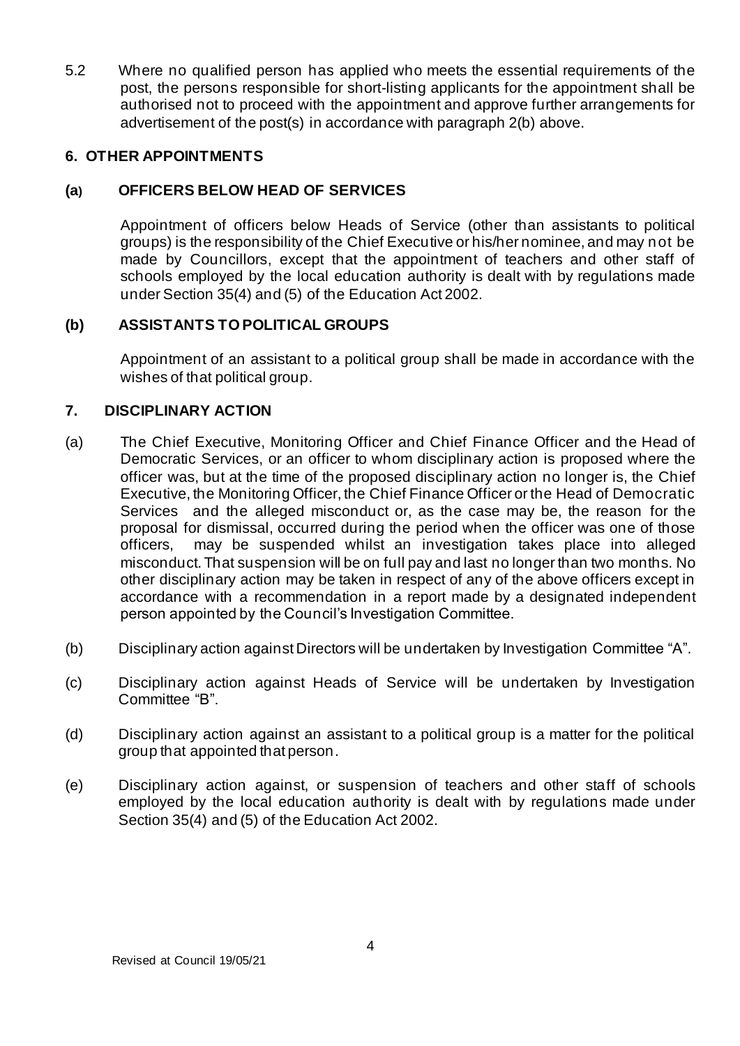5.2 Where no qualified person has applied who meets the essential requirements of the post, the persons responsible for short-listing applicants for the appointment shall be authorised not to proceed with the appointment and approve further arrangements for advertisement of the post(s) in accordance with paragraph 2(b) above.

## 6. OTHER APPOINTMENTS

### (a) OFFICERS BELOW HEAD OF SERVICES

Appointment of officers below Heads of Service (other than assistants to political groups) is the responsibility of the Chief Executive or his/her nominee, and may not be made by Councillors, except that the appointment of teachers and other staff of schools employed by the local education authority is dealt with by regulations made under Section 35(4) and (5) of the Education Act 2002.

### (b) ASSISTANTS TO POLITICAL GROUPS

Appointment of an assistant to a political group shall be made in accordance with the wishes of that political group.

## 7. DISCIPLINARY ACTION

(a) The Chief Executive, Monitoring Officer and Chief Finance Officer and the Head of Democratic Services, or an officer to whom disciplinary action is proposed where the officer was, but at the time of the proposed disciplinary action no longer is, the Chief Executive, the Monitoring Officer, the Chief Finance Officer or the Head of Democratic Services and the alleged misconduct or, as the case may be, the reason for the proposal for dismissal, occurred during the period when the officer was one of those officers, may be suspended whilst an investigation takes place into alleged misconduct. That suspension will be on full pay and last no longer than two months. No other disciplinary action may be taken in respect of any of the above officers except in accordance with a recommendation in a report made by a designated independent person appointed by the Council's Investigation Committee.

(b) Disciplinary action against Directors will be undertaken by Investigation Committee "A".

(c) Disciplinary action against Heads of Service will be undertaken by Investigation Committee "B".

(d) Disciplinary action against an assistant to a political group is a matter for the political group that appointed that person.

(e) Disciplinary action against, or suspension of teachers and other staff of schools employed by the local education authority is dealt with by regulations made under Section 35(4) and (5) of the Education Act 2002.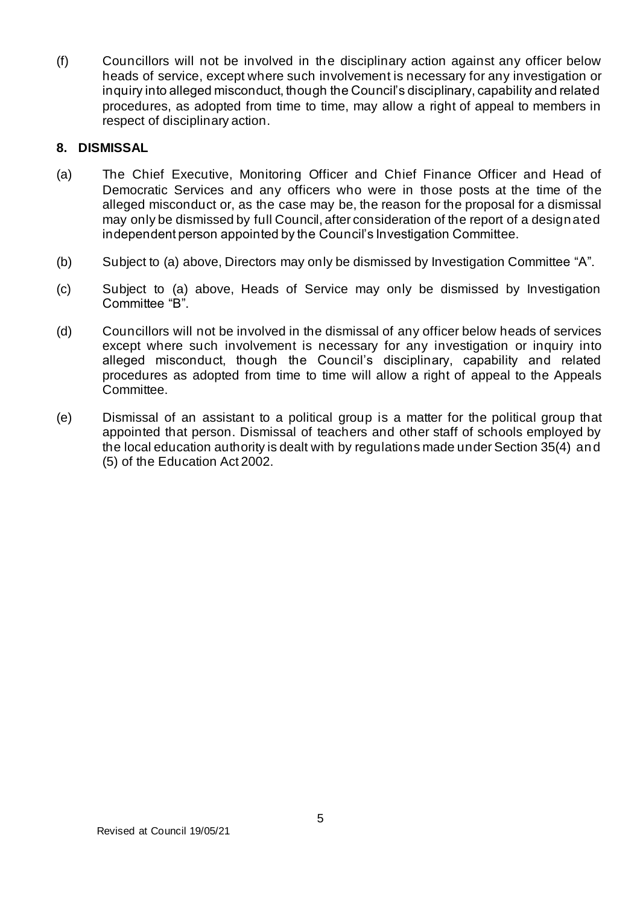(f) Councillors will not be involved in the disciplinary action against any officer below heads of service, except where such involvement is necessary for any investigation or inquiry into alleged misconduct, though the Council's disciplinary, capability and related procedures, as adopted from time to time, may allow a right of appeal to members in respect of disciplinary action.

## 8. DISMISSAL

(a) The Chief Executive, Monitoring Officer and Chief Finance Officer and Head of Democratic Services and any officers who were in those posts at the time of the alleged misconduct or, as the case may be, the reason for the proposal for a dismissal may only be dismissed by full Council, after consideration of the report of a designated independent person appointed by the Council's Investigation Committee.

(b) Subject to (a) above, Directors may only be dismissed by Investigation Committee "A".

(c) Subject to (a) above, Heads of Service may only be dismissed by Investigation Committee "B".

(d) Councillors will not be involved in the dismissal of any officer below heads of services except where such involvement is necessary for any investigation or inquiry into alleged misconduct, though the Council's disciplinary, capability and related procedures as adopted from time to time will allow a right of appeal to the Appeals Committee.

(e) Dismissal of an assistant to a political group is a matter for the political group that appointed that person. Dismissal of teachers and other staff of schools employed by the local education authority is dealt with by regulations made under Section 35(4) and (5) of the Education Act 2002.

Revised at Council 19/05/21